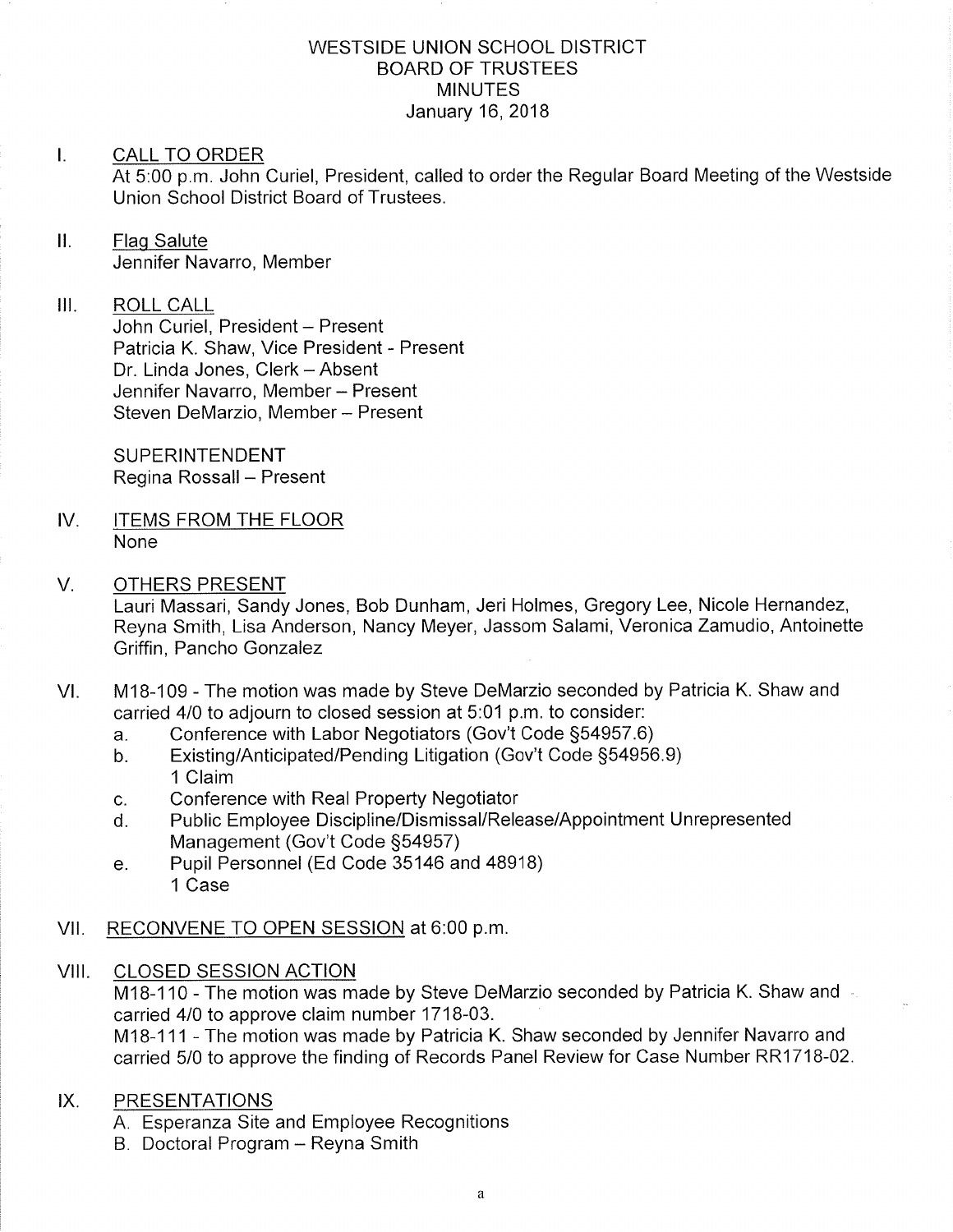# WESTSIDE UNION SCHOOL DISTRICT
# BOARD OF TRUSTEES
# MINUTES
January 16, 2018

I. CALL TO ORDER
At 5:00 p.m. John Curiel, President, called to order the Regular Board Meeting of the Westside Union School District Board of Trustees.

II. Flag Salute
Jennifer Navarro, Member

III. ROLL CALL
John Curiel, President – Present
Patricia K. Shaw, Vice President - Present
Dr. Linda Jones, Clerk – Absent
Jennifer Navarro, Member – Present
Steven DeMarzio, Member – Present

SUPERINTENDENT
Regina Rossall – Present

IV. ITEMS FROM THE FLOOR
None

V. OTHERS PRESENT
Lauri Massari, Sandy Jones, Bob Dunham, Jeri Holmes, Gregory Lee, Nicole Hernandez, Reyna Smith, Lisa Anderson, Nancy Meyer, Jassom Salami, Veronica Zamudio, Antoinette Griffin, Pancho Gonzalez

VI. M18-109 - The motion was made by Steve DeMarzio seconded by Patricia K. Shaw and carried 4/0 to adjourn to closed session at 5:01 p.m. to consider:
a. Conference with Labor Negotiators (Gov't Code §54957.6)
b. Existing/Anticipated/Pending Litigation (Gov't Code §54956.9)
1 Claim
c. Conference with Real Property Negotiator
d. Public Employee Discipline/Dismissal/Release/Appointment Unrepresented Management (Gov't Code §54957)
e. Pupil Personnel (Ed Code 35146 and 48918)
1 Case

VII. RECONVENE TO OPEN SESSION at 6:00 p.m.

VIII. CLOSED SESSION ACTION
M18-110 - The motion was made by Steve DeMarzio seconded by Patricia K. Shaw and carried 4/0 to approve claim number 1718-03.
M18-111 - The motion was made by Patricia K. Shaw seconded by Jennifer Navarro and carried 5/0 to approve the finding of Records Panel Review for Case Number RR1718-02.

IX. PRESENTATIONS
A. Esperanza Site and Employee Recognitions
B. Doctoral Program – Reyna Smith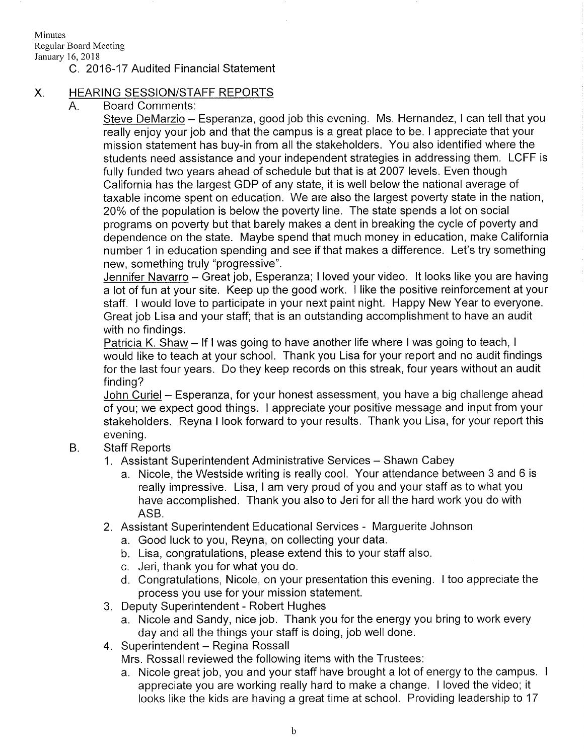C. 2016-17 Audited Financial Statement

## X. HEARING SESSION/STAFF REPORTS

A. Board Comments:

Steve DeMarzio – Esperanza, good job this evening. Ms. Hernandez, I can tell that you really enjoy your job and that the campus is a great place to be. I appreciate that your mission statement has buy-in from all the stakeholders. You also identified where the students need assistance and your independent strategies in addressing them. LCFF is fully funded two years ahead of schedule but that is at 2007 levels. Even though California has the largest GDP of any state, it is well below the national average of taxable income spent on education. We are also the largest poverty state in the nation, 20% of the population is below the poverty line. The state spends a lot on social programs on poverty but that barely makes a dent in breaking the cycle of poverty and dependence on the state. Maybe spend that much money in education, make California number 1 in education spending and see if that makes a difference. Let's try something new, something truly "progressive".

Jennifer Navarro – Great job, Esperanza; I loved your video. It looks like you are having a lot of fun at your site. Keep up the good work. I like the positive reinforcement at your staff. I would love to participate in your next paint night. Happy New Year to everyone. Great job Lisa and your staff; that is an outstanding accomplishment to have an audit with no findings.

Patricia K. Shaw – If I was going to have another life where I was going to teach, I would like to teach at your school. Thank you Lisa for your report and no audit findings for the last four years. Do they keep records on this streak, four years without an audit finding?

John Curiel – Esperanza, for your honest assessment, you have a big challenge ahead of you; we expect good things. I appreciate your positive message and input from your stakeholders. Reyna I look forward to your results. Thank you Lisa, for your report this evening.

B. Staff Reports

1. Assistant Superintendent Administrative Services – Shawn Cabey
   a. Nicole, the Westside writing is really cool. Your attendance between 3 and 6 is really impressive. Lisa, I am very proud of you and your staff as to what you have accomplished. Thank you also to Jeri for all the hard work you do with ASB.
2. Assistant Superintendent Educational Services - Marguerite Johnson
   a. Good luck to you, Reyna, on collecting your data.
   b. Lisa, congratulations, please extend this to your staff also.
   c. Jeri, thank you for what you do.
   d. Congratulations, Nicole, on your presentation this evening. I too appreciate the process you use for your mission statement.
3. Deputy Superintendent - Robert Hughes
   a. Nicole and Sandy, nice job. Thank you for the energy you bring to work every day and all the things your staff is doing, job well done.
4. Superintendent – Regina Rossall

   Mrs. Rossall reviewed the following items with the Trustees:

   a. Nicole great job, you and your staff have brought a lot of energy to the campus. I appreciate you are working really hard to make a change. I loved the video; it looks like the kids are having a great time at school. Providing leadership to 17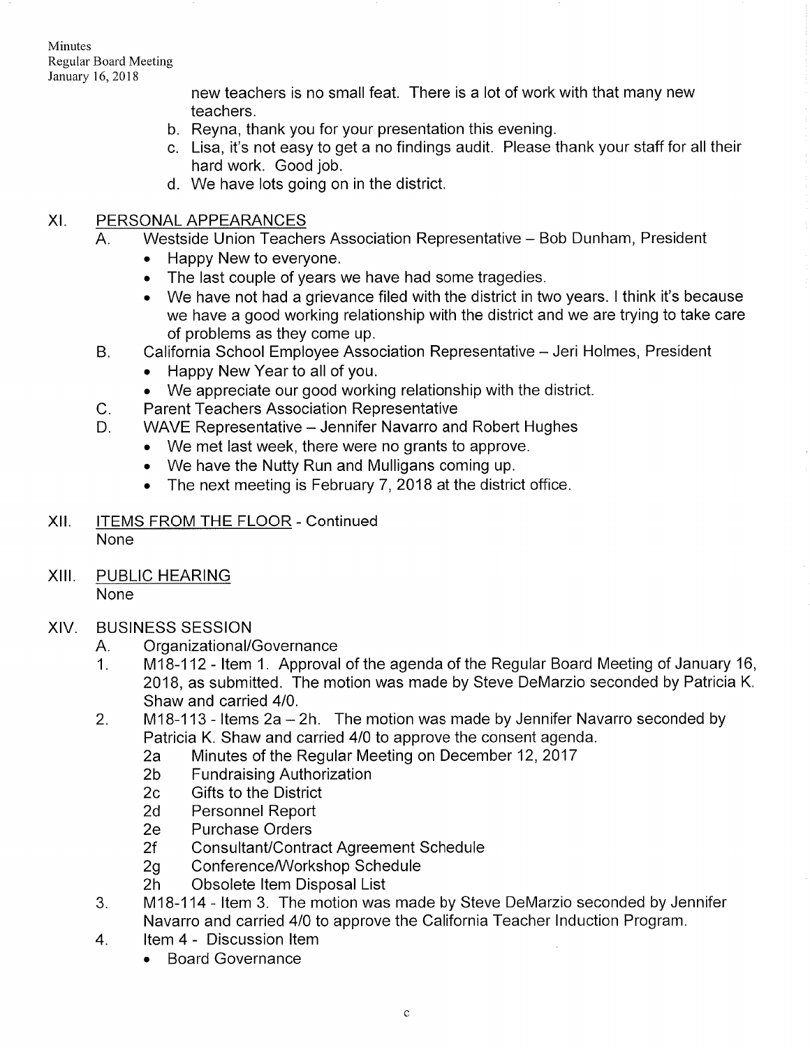new teachers is no small feat. There is a lot of work with that many new teachers.

b. Reyna, thank you for your presentation this evening.
c. Lisa, it's not easy to get a no findings audit. Please thank your staff for all their hard work. Good job.
d. We have lots going on in the district.

## XI. PERSONAL APPEARANCES

A. Westside Union Teachers Association Representative – Bob Dunham, President
- Happy New to everyone.
- The last couple of years we have had some tragedies.
- We have not had a grievance filed with the district in two years. I think it's because we have a good working relationship with the district and we are trying to take care of problems as they come up.

B. California School Employee Association Representative – Jeri Holmes, President
- Happy New Year to all of you.
- We appreciate our good working relationship with the district.

C. Parent Teachers Association Representative

D. WAVE Representative – Jennifer Navarro and Robert Hughes
- We met last week, there were no grants to approve.
- We have the Nutty Run and Mulligans coming up.
- The next meeting is February 7, 2018 at the district office.

## XII. ITEMS FROM THE FLOOR - Continued

None

## XIII. PUBLIC HEARING

None

## XIV. BUSINESS SESSION

A. Organizational/Governance

1. M18-112 - Item 1. Approval of the agenda of the Regular Board Meeting of January 16, 2018, as submitted. The motion was made by Steve DeMarzio seconded by Patricia K. Shaw and carried 4/0.
2. M18-113 - Items 2a – 2h. The motion was made by Jennifer Navarro seconded by Patricia K. Shaw and carried 4/0 to approve the consent agenda.
   - 2a Minutes of the Regular Meeting on December 12, 2017
   - 2b Fundraising Authorization
   - 2c Gifts to the District
   - 2d Personnel Report
   - 2e Purchase Orders
   - 2f Consultant/Contract Agreement Schedule
   - 2g Conference/Workshop Schedule
   - 2h Obsolete Item Disposal List
3. M18-114 - Item 3. The motion was made by Steve DeMarzio seconded by Jennifer Navarro and carried 4/0 to approve the California Teacher Induction Program.
4. Item 4 - Discussion Item
   - Board Governance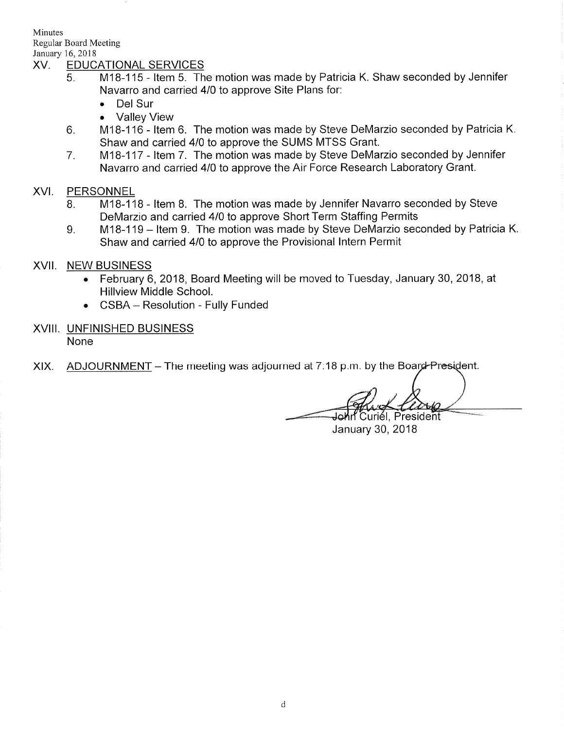## XV. EDUCATIONAL SERVICES

5. M18-115 - Item 5. The motion was made by Patricia K. Shaw seconded by Jennifer Navarro and carried 4/0 to approve Site Plans for:
   - Del Sur
   - Valley View
6. M18-116 - Item 6. The motion was made by Steve DeMarzio seconded by Patricia K. Shaw and carried 4/0 to approve the SUMS MTSS Grant.
7. M18-117 - Item 7. The motion was made by Steve DeMarzio seconded by Jennifer Navarro and carried 4/0 to approve the Air Force Research Laboratory Grant.

## XVI. PERSONNEL

8. M18-118 - Item 8. The motion was made by Jennifer Navarro seconded by Steve DeMarzio and carried 4/0 to approve Short Term Staffing Permits
9. M18-119 – Item 9. The motion was made by Steve DeMarzio seconded by Patricia K. Shaw and carried 4/0 to approve the Provisional Intern Permit

## XVII. NEW BUSINESS

- February 6, 2018, Board Meeting will be moved to Tuesday, January 30, 2018, at Hillview Middle School.
- CSBA – Resolution - Fully Funded

## XVIII. UNFINISHED BUSINESS

None

## XIX. ADJOURNMENT – The meeting was adjourned at 7:18 p.m. by the Board President.

John Curiel, President
January 30, 2018